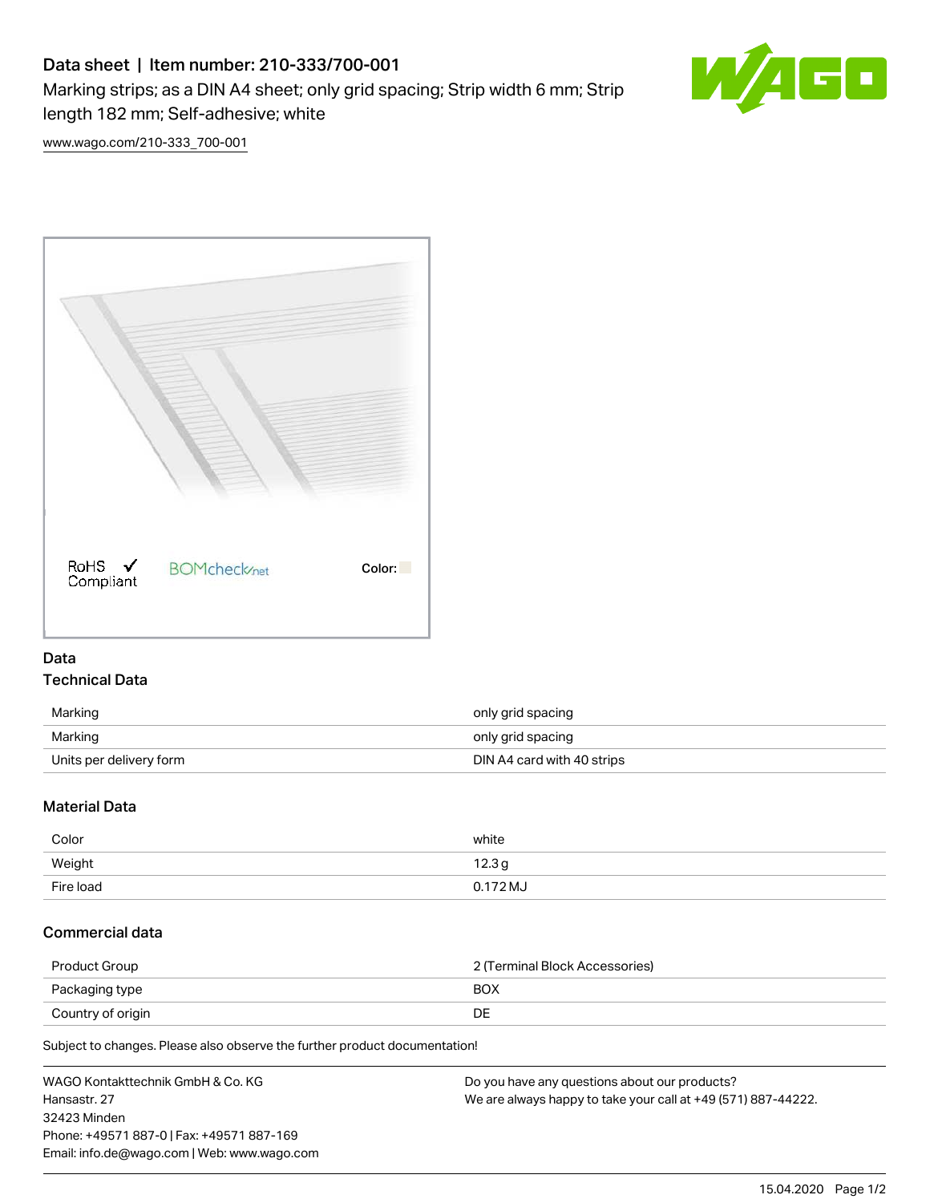# Data sheet | Item number: 210-333/700-001

Marking strips; as a DIN A4 sheet; only grid spacing; Strip width 6 mm; Strip length 182 mm; Self-adhesive; white

www.wago.com/210-333_700-001

RoHS ✓ Compliant   BOMcheck.net   Color:

## Data

### Technical Data

| | |
|---|---|
| Marking | only grid spacing |
| Marking | only grid spacing |
| Units per delivery form | DIN A4 card with 40 strips |

### Material Data

| | |
|---|---|
| Color | white |
| Weight | 12.3 g |
| Fire load | 0.172 MJ |

### Commercial data

| | |
|---|---|
| Product Group | 2 (Terminal Block Accessories) |
| Packaging type | BOX |
| Country of origin | DE |

Subject to changes. Please also observe the further product documentation!

WAGO Kontakttechnik GmbH & Co. KG
Hansastr. 27
32423 Minden
Phone: +49571 887-0 | Fax: +49571 887-169
Email: info.de@wago.com | Web: www.wago.com

Do you have any questions about our products?
We are always happy to take your call at +49 (571) 887-44222.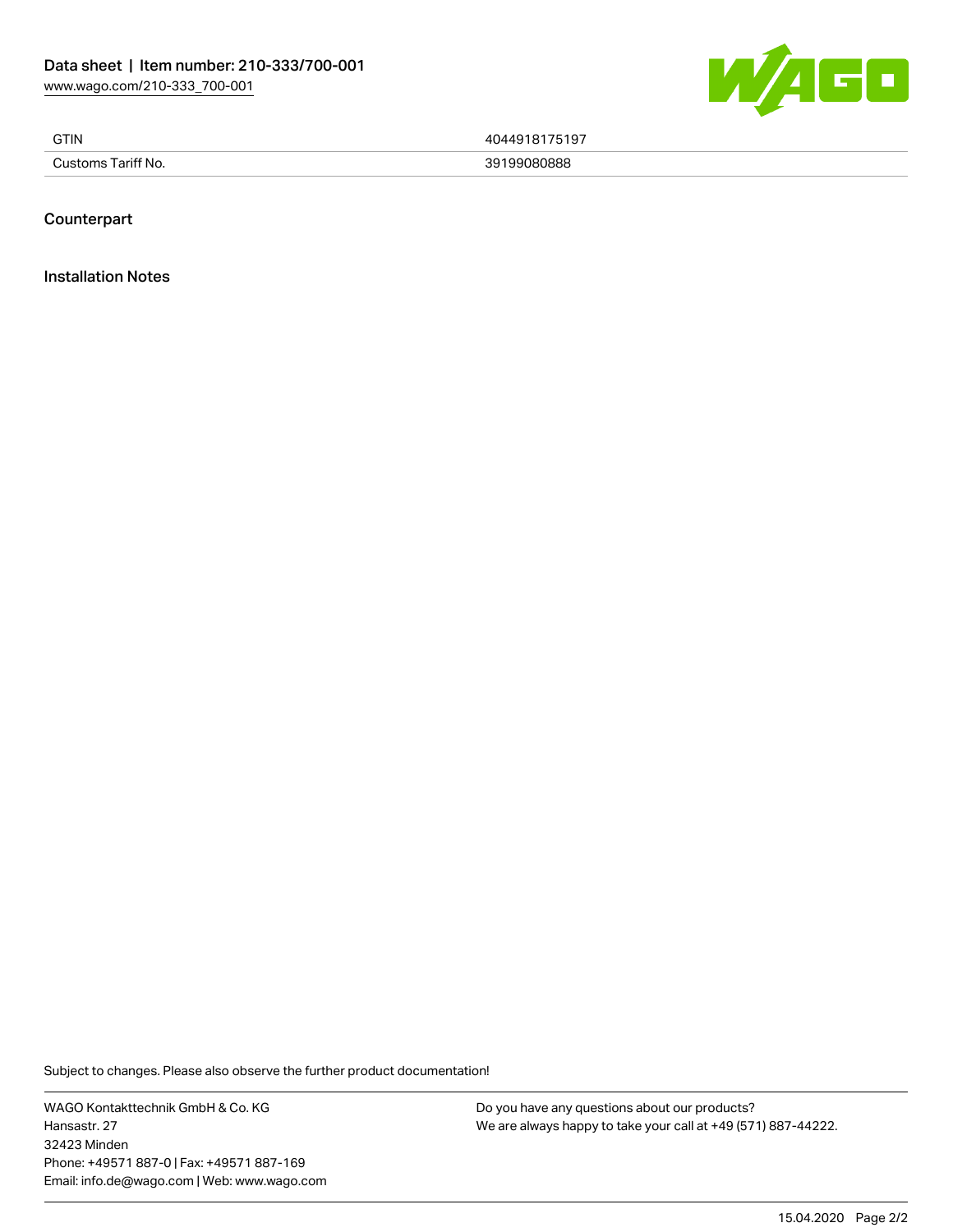| | |
|---|---|
| GTIN | 4044918175197 |
| Customs Tariff No. | 39199080888 |

## Counterpart

## Installation Notes

Subject to changes. Please also observe the further product documentation!

WAGO Kontakttechnik GmbH & Co. KG
Hansastr. 27
32423 Minden
Phone: +49571 887-0 | Fax: +49571 887-169
Email: info.de@wago.com | Web: www.wago.com

Do you have any questions about our products?
We are always happy to take your call at +49 (571) 887-44222.